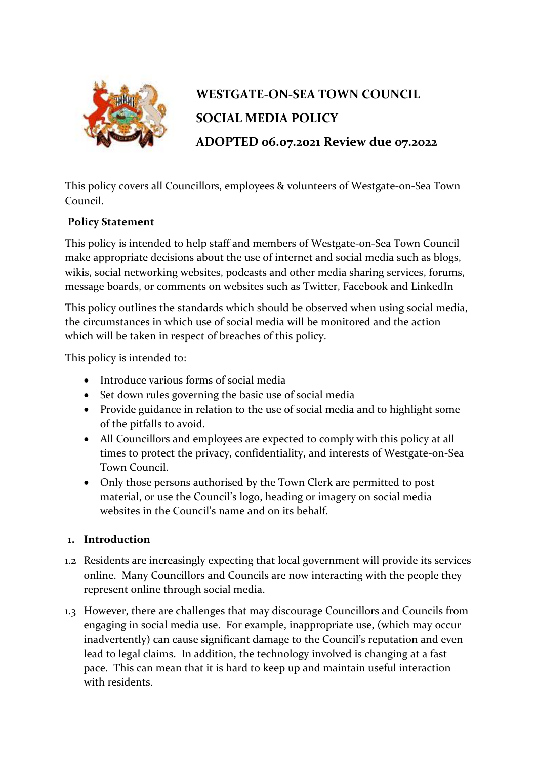# WESTGATE-ON-SEA TOWN COUNCIL

# SOCIAL MEDIA POLICY

# ADOPTED 06.07.2021 Review due 07.2022

This policy covers all Councillors, employees & volunteers of Westgate-on-Sea Town Council.

**Policy Statement**

This policy is intended to help staff and members of Westgate-on-Sea Town Council make appropriate decisions about the use of internet and social media such as blogs, wikis, social networking websites, podcasts and other media sharing services, forums, message boards, or comments on websites such as Twitter, Facebook and LinkedIn

This policy outlines the standards which should be observed when using social media, the circumstances in which use of social media will be monitored and the action which will be taken in respect of breaches of this policy.

This policy is intended to:

- Introduce various forms of social media
- Set down rules governing the basic use of social media
- Provide guidance in relation to the use of social media and to highlight some of the pitfalls to avoid.
- All Councillors and employees are expected to comply with this policy at all times to protect the privacy, confidentiality, and interests of Westgate-on-Sea Town Council.
- Only those persons authorised by the Town Clerk are permitted to post material, or use the Council's logo, heading or imagery on social media websites in the Council's name and on its behalf.

## 1. Introduction

1.2 Residents are increasingly expecting that local government will provide its services online. Many Councillors and Councils are now interacting with the people they represent online through social media.

1.3 However, there are challenges that may discourage Councillors and Councils from engaging in social media use. For example, inappropriate use, (which may occur inadvertently) can cause significant damage to the Council's reputation and even lead to legal claims. In addition, the technology involved is changing at a fast pace. This can mean that it is hard to keep up and maintain useful interaction with residents.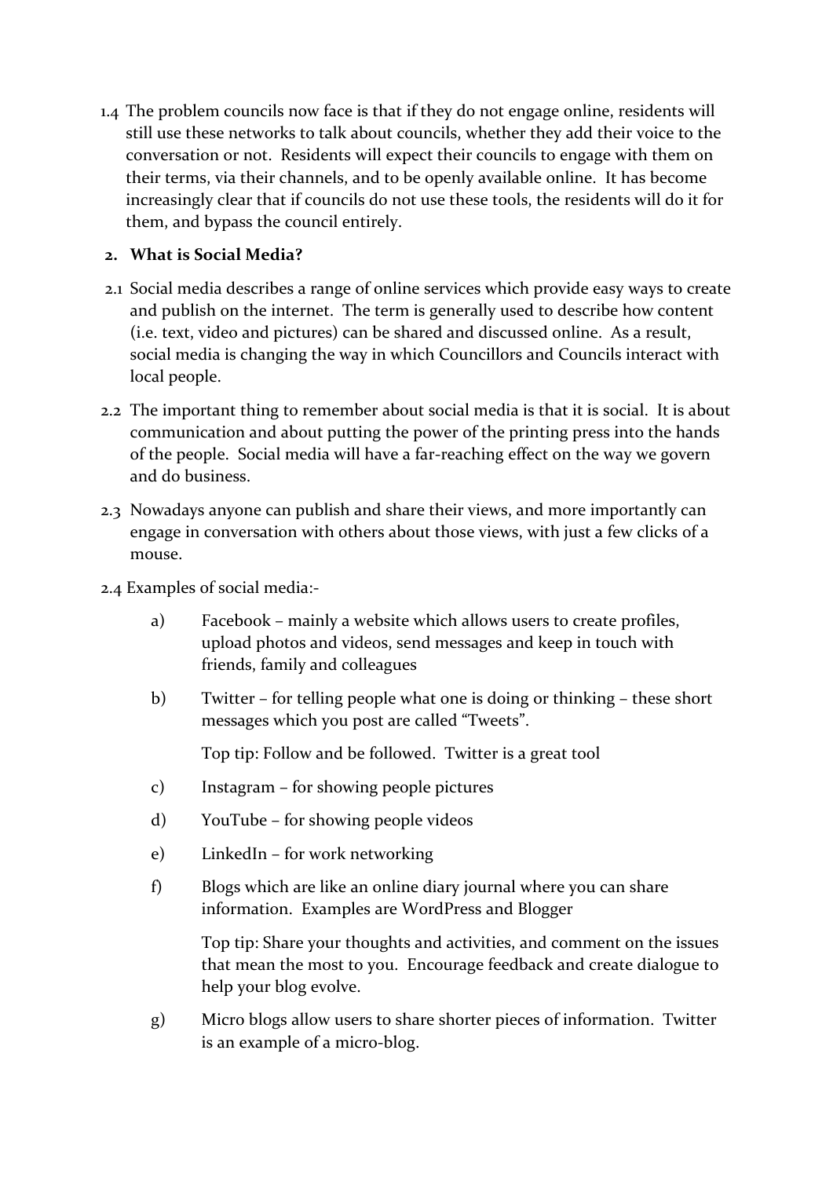1.4 The problem councils now face is that if they do not engage online, residents will still use these networks to talk about councils, whether they add their voice to the conversation or not. Residents will expect their councils to engage with them on their terms, via their channels, and to be openly available online. It has become increasingly clear that if councils do not use these tools, the residents will do it for them, and bypass the council entirely.

## 2. What is Social Media?

2.1 Social media describes a range of online services which provide easy ways to create and publish on the internet. The term is generally used to describe how content (i.e. text, video and pictures) can be shared and discussed online. As a result, social media is changing the way in which Councillors and Councils interact with local people.

2.2 The important thing to remember about social media is that it is social. It is about communication and about putting the power of the printing press into the hands of the people. Social media will have a far-reaching effect on the way we govern and do business.

2.3 Nowadays anyone can publish and share their views, and more importantly can engage in conversation with others about those views, with just a few clicks of a mouse.

2.4 Examples of social media:-

a) Facebook – mainly a website which allows users to create profiles, upload photos and videos, send messages and keep in touch with friends, family and colleagues

b) Twitter – for telling people what one is doing or thinking – these short messages which you post are called "Tweets".

   Top tip: Follow and be followed. Twitter is a great tool

c) Instagram – for showing people pictures

d) YouTube – for showing people videos

e) LinkedIn – for work networking

f) Blogs which are like an online diary journal where you can share information. Examples are WordPress and Blogger

   Top tip: Share your thoughts and activities, and comment on the issues that mean the most to you. Encourage feedback and create dialogue to help your blog evolve.

g) Micro blogs allow users to share shorter pieces of information. Twitter is an example of a micro-blog.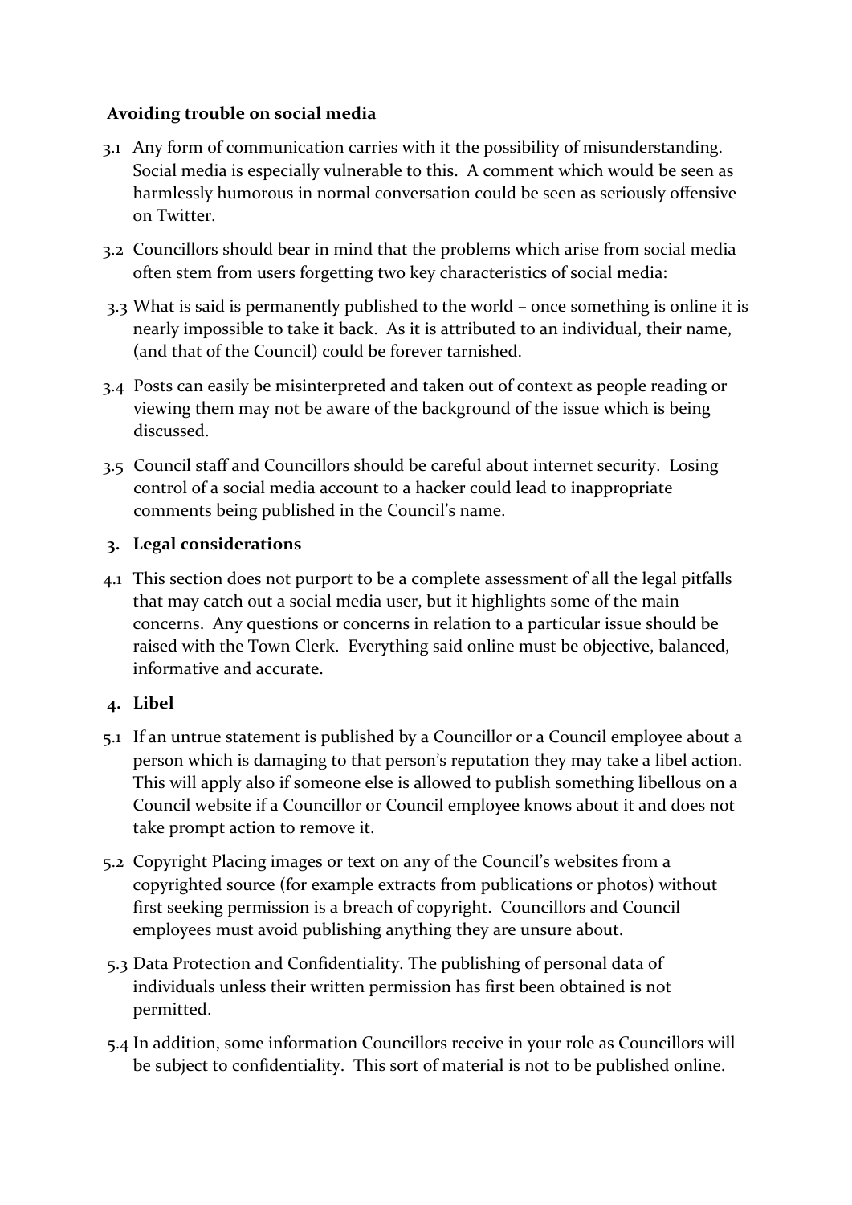**Avoiding trouble on social media**

3.1 Any form of communication carries with it the possibility of misunderstanding. Social media is especially vulnerable to this. A comment which would be seen as harmlessly humorous in normal conversation could be seen as seriously offensive on Twitter.

3.2 Councillors should bear in mind that the problems which arise from social media often stem from users forgetting two key characteristics of social media:

3.3 What is said is permanently published to the world – once something is online it is nearly impossible to take it back. As it is attributed to an individual, their name, (and that of the Council) could be forever tarnished.

3.4 Posts can easily be misinterpreted and taken out of context as people reading or viewing them may not be aware of the background of the issue which is being discussed.

3.5 Council staff and Councillors should be careful about internet security. Losing control of a social media account to a hacker could lead to inappropriate comments being published in the Council's name.

**3. Legal considerations**

4.1 This section does not purport to be a complete assessment of all the legal pitfalls that may catch out a social media user, but it highlights some of the main concerns. Any questions or concerns in relation to a particular issue should be raised with the Town Clerk. Everything said online must be objective, balanced, informative and accurate.

**4. Libel**

5.1 If an untrue statement is published by a Councillor or a Council employee about a person which is damaging to that person's reputation they may take a libel action. This will apply also if someone else is allowed to publish something libellous on a Council website if a Councillor or Council employee knows about it and does not take prompt action to remove it.

5.2 Copyright Placing images or text on any of the Council's websites from a copyrighted source (for example extracts from publications or photos) without first seeking permission is a breach of copyright. Councillors and Council employees must avoid publishing anything they are unsure about.

5.3 Data Protection and Confidentiality. The publishing of personal data of individuals unless their written permission has first been obtained is not permitted.

5.4 In addition, some information Councillors receive in your role as Councillors will be subject to confidentiality. This sort of material is not to be published online.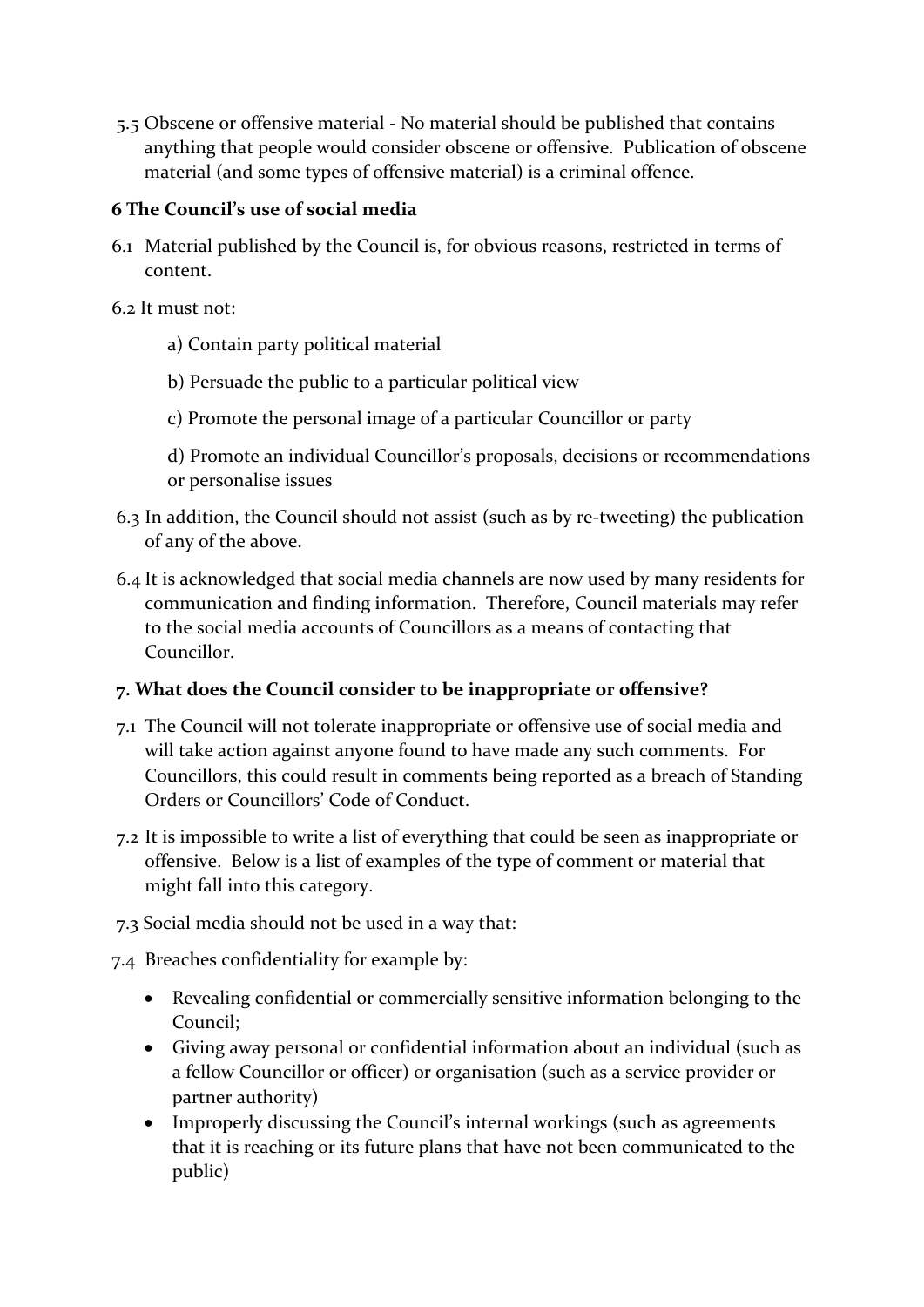5.5 Obscene or offensive material - No material should be published that contains anything that people would consider obscene or offensive. Publication of obscene material (and some types of offensive material) is a criminal offence.

## 6 The Council's use of social media

6.1 Material published by the Council is, for obvious reasons, restricted in terms of content.

6.2 It must not:

a) Contain party political material

b) Persuade the public to a particular political view

c) Promote the personal image of a particular Councillor or party

d) Promote an individual Councillor's proposals, decisions or recommendations or personalise issues

6.3 In addition, the Council should not assist (such as by re-tweeting) the publication of any of the above.

6.4 It is acknowledged that social media channels are now used by many residents for communication and finding information. Therefore, Council materials may refer to the social media accounts of Councillors as a means of contacting that Councillor.

## 7. What does the Council consider to be inappropriate or offensive?

7.1 The Council will not tolerate inappropriate or offensive use of social media and will take action against anyone found to have made any such comments. For Councillors, this could result in comments being reported as a breach of Standing Orders or Councillors' Code of Conduct.

7.2 It is impossible to write a list of everything that could be seen as inappropriate or offensive. Below is a list of examples of the type of comment or material that might fall into this category.

7.3 Social media should not be used in a way that:

7.4 Breaches confidentiality for example by:

- Revealing confidential or commercially sensitive information belonging to the Council;
- Giving away personal or confidential information about an individual (such as a fellow Councillor or officer) or organisation (such as a service provider or partner authority)
- Improperly discussing the Council's internal workings (such as agreements that it is reaching or its future plans that have not been communicated to the public)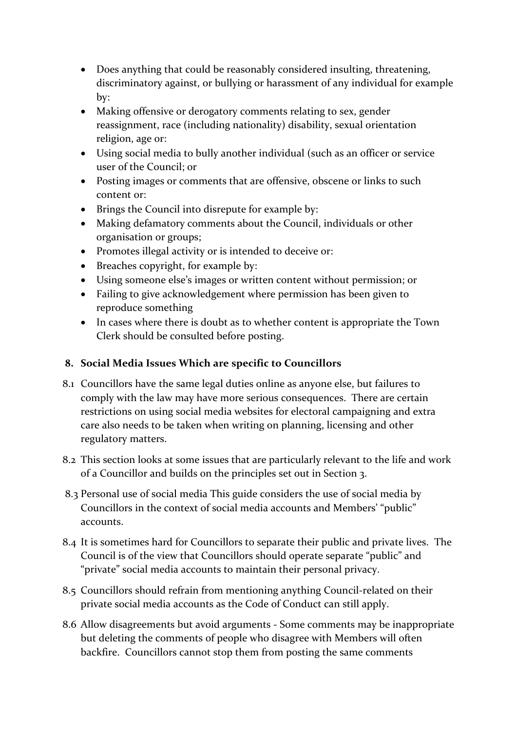- Does anything that could be reasonably considered insulting, threatening, discriminatory against, or bullying or harassment of any individual for example by:
- Making offensive or derogatory comments relating to sex, gender reassignment, race (including nationality) disability, sexual orientation religion, age or:
- Using social media to bully another individual (such as an officer or service user of the Council; or
- Posting images or comments that are offensive, obscene or links to such content or:
- Brings the Council into disrepute for example by:
- Making defamatory comments about the Council, individuals or other organisation or groups;
- Promotes illegal activity or is intended to deceive or:
- Breaches copyright, for example by:
- Using someone else's images or written content without permission; or
- Failing to give acknowledgement where permission has been given to reproduce something
- In cases where there is doubt as to whether content is appropriate the Town Clerk should be consulted before posting.

## 8. Social Media Issues Which are specific to Councillors

8.1 Councillors have the same legal duties online as anyone else, but failures to comply with the law may have more serious consequences. There are certain restrictions on using social media websites for electoral campaigning and extra care also needs to be taken when writing on planning, licensing and other regulatory matters.

8.2 This section looks at some issues that are particularly relevant to the life and work of a Councillor and builds on the principles set out in Section 3.

8.3 Personal use of social media This guide considers the use of social media by Councillors in the context of social media accounts and Members' "public" accounts.

8.4 It is sometimes hard for Councillors to separate their public and private lives. The Council is of the view that Councillors should operate separate "public" and "private" social media accounts to maintain their personal privacy.

8.5 Councillors should refrain from mentioning anything Council-related on their private social media accounts as the Code of Conduct can still apply.

8.6 Allow disagreements but avoid arguments - Some comments may be inappropriate but deleting the comments of people who disagree with Members will often backfire. Councillors cannot stop them from posting the same comments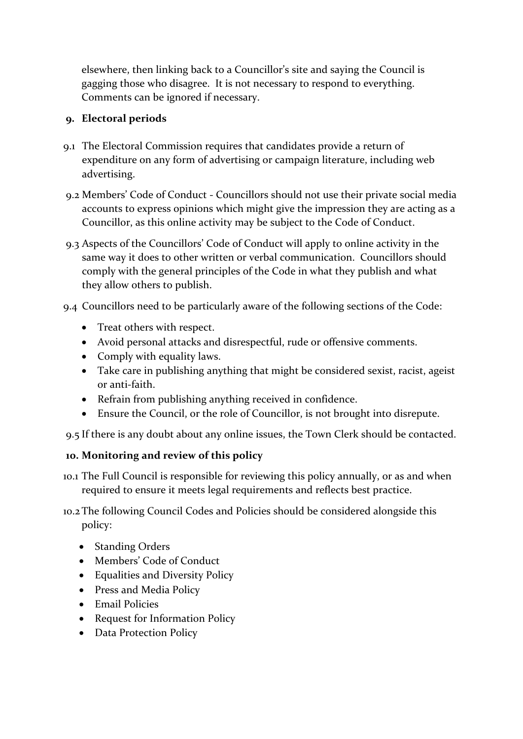elsewhere, then linking back to a Councillor's site and saying the Council is gagging those who disagree. It is not necessary to respond to everything. Comments can be ignored if necessary.

## 9. Electoral periods

9.1 The Electoral Commission requires that candidates provide a return of expenditure on any form of advertising or campaign literature, including web advertising.

9.2 Members' Code of Conduct - Councillors should not use their private social media accounts to express opinions which might give the impression they are acting as a Councillor, as this online activity may be subject to the Code of Conduct.

9.3 Aspects of the Councillors' Code of Conduct will apply to online activity in the same way it does to other written or verbal communication. Councillors should comply with the general principles of the Code in what they publish and what they allow others to publish.

9.4 Councillors need to be particularly aware of the following sections of the Code:

- Treat others with respect.
- Avoid personal attacks and disrespectful, rude or offensive comments.
- Comply with equality laws.
- Take care in publishing anything that might be considered sexist, racist, ageist or anti-faith.
- Refrain from publishing anything received in confidence.
- Ensure the Council, or the role of Councillor, is not brought into disrepute.

9.5 If there is any doubt about any online issues, the Town Clerk should be contacted.

## 10. Monitoring and review of this policy

10.1 The Full Council is responsible for reviewing this policy annually, or as and when required to ensure it meets legal requirements and reflects best practice.

10.2 The following Council Codes and Policies should be considered alongside this policy:

- Standing Orders
- Members' Code of Conduct
- Equalities and Diversity Policy
- Press and Media Policy
- Email Policies
- Request for Information Policy
- Data Protection Policy